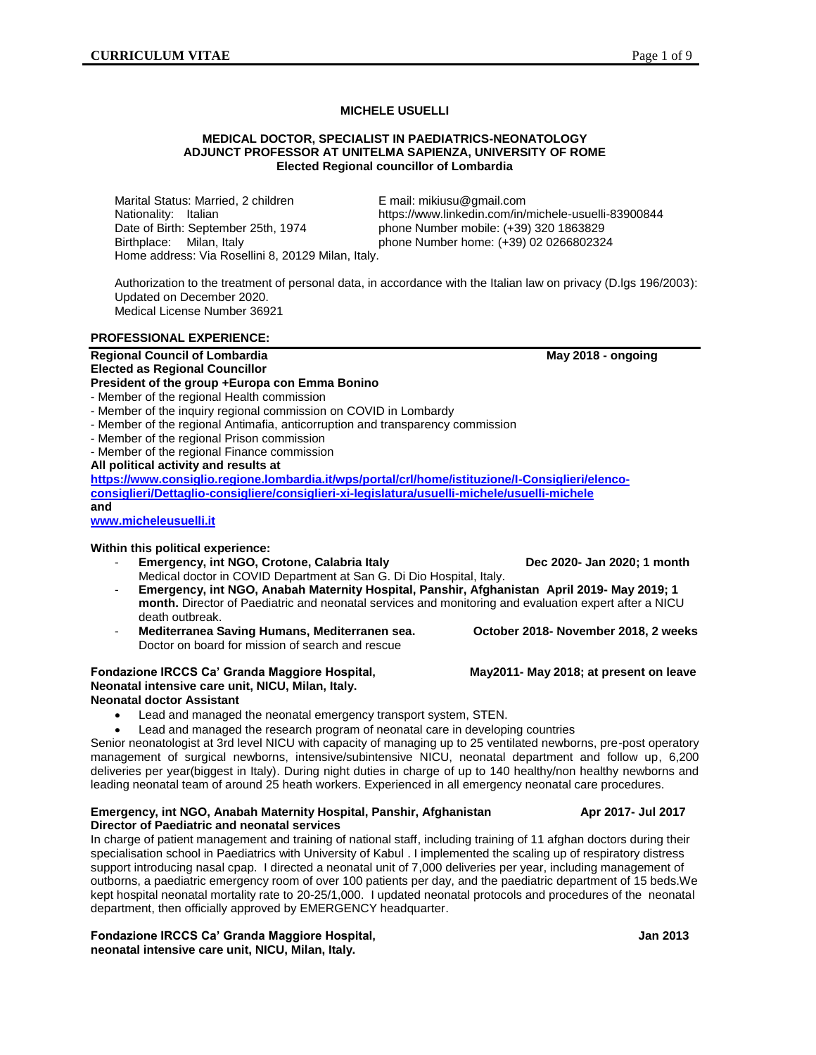# MICHELE USUELLI

**MEDICAL DOCTOR, SPECIALIST IN PAEDIATRICS-NEONATOLOGY**
**ADJUNCT PROFESSOR AT UNITELMA SAPIENZA, UNIVERSITY OF ROME**
**Elected Regional councillor of Lombardia**

Marital Status: Married, 2 children
Nationality: Italian
Date of Birth: September 25th, 1974
Birthplace: Milan, Italy
Home address: Via Rosellini 8, 20129 Milan, Italy.

E mail: mikiusu@gmail.com
https://www.linkedin.com/in/michele-usuelli-83900844
phone Number mobile: (+39) 320 1863829
phone Number home: (+39) 02 0266802324

Authorization to the treatment of personal data, in accordance with the Italian law on privacy (D.lgs 196/2003): Updated on December 2020.
Medical License Number 36921

## PROFESSIONAL EXPERIENCE:

**Regional Council of Lombardia** — **May 2018 - ongoing**
**Elected as Regional Councillor**
**President of the group +Europa con Emma Bonino**

- Member of the regional Health commission
- Member of the inquiry regional commission on COVID in Lombardy
- Member of the regional Antimafia, anticorruption and transparency commission
- Member of the regional Prison commission
- Member of the regional Finance commission

**All political activity and results at**
[https://www.consiglio.regione.lombardia.it/wps/portal/crl/home/istituzione/I-Consiglieri/elenco-consiglieri/Dettaglio-consigliere/consiglieri-xi-legislatura/usuelli-michele/usuelli-michele](https://www.consiglio.regione.lombardia.it/wps/portal/crl/home/istituzione/I-Consiglieri/elenco-consiglieri/Dettaglio-consigliere/consiglieri-xi-legislatura/usuelli-michele/usuelli-michele)
**and**
[www.micheleusuelli.it](www.micheleusuelli.it)

**Within this political experience:**

- **Emergency, int NGO, Crotone, Calabria Italy** — **Dec 2020- Jan 2020; 1 month**
  Medical doctor in COVID Department at San G. Di Dio Hospital, Italy.
- **Emergency, int NGO, Anabah Maternity Hospital, Panshir, Afghanistan April 2019- May 2019; 1 month.** Director of Paediatric and neonatal services and monitoring and evaluation expert after a NICU death outbreak.
- **Mediterranea Saving Humans, Mediterranen sea.** — **October 2018- November 2018, 2 weeks**
  Doctor on board for mission of search and rescue

**Fondazione IRCCS Ca' Granda Maggiore Hospital, Neonatal intensive care unit, NICU, Milan, Italy.** — **May2011- May 2018; at present on leave**
**Neonatal doctor Assistant**

- Lead and managed the neonatal emergency transport system, STEN.
- Lead and managed the research program of neonatal care in developing countries

Senior neonatologist at 3rd level NICU with capacity of managing up to 25 ventilated newborns, pre-post operatory management of surgical newborns, intensive/subintensive NICU, neonatal department and follow up, 6,200 deliveries per year(biggest in Italy). During night duties in charge of up to 140 healthy/non healthy newborns and leading neonatal team of around 25 heath workers. Experienced in all emergency neonatal care procedures.

**Emergency, int NGO, Anabah Maternity Hospital, Panshir, Afghanistan** — **Apr 2017- Jul 2017**
**Director of Paediatric and neonatal services**

In charge of patient management and training of national staff, including training of 11 afghan doctors during their specialisation school in Paediatrics with University of Kabul . I implemented the scaling up of respiratory distress support introducing nasal cpap. I directed a neonatal unit of 7,000 deliveries per year, including management of outborns, a paediatric emergency room of over 100 patients per day, and the paediatric department of 15 beds.We kept hospital neonatal mortality rate to 20-25/1,000. I updated neonatal protocols and procedures of the neonatal department, then officially approved by EMERGENCY headquarter.

**Fondazione IRCCS Ca' Granda Maggiore Hospital, neonatal intensive care unit, NICU, Milan, Italy.** — **Jan 2013**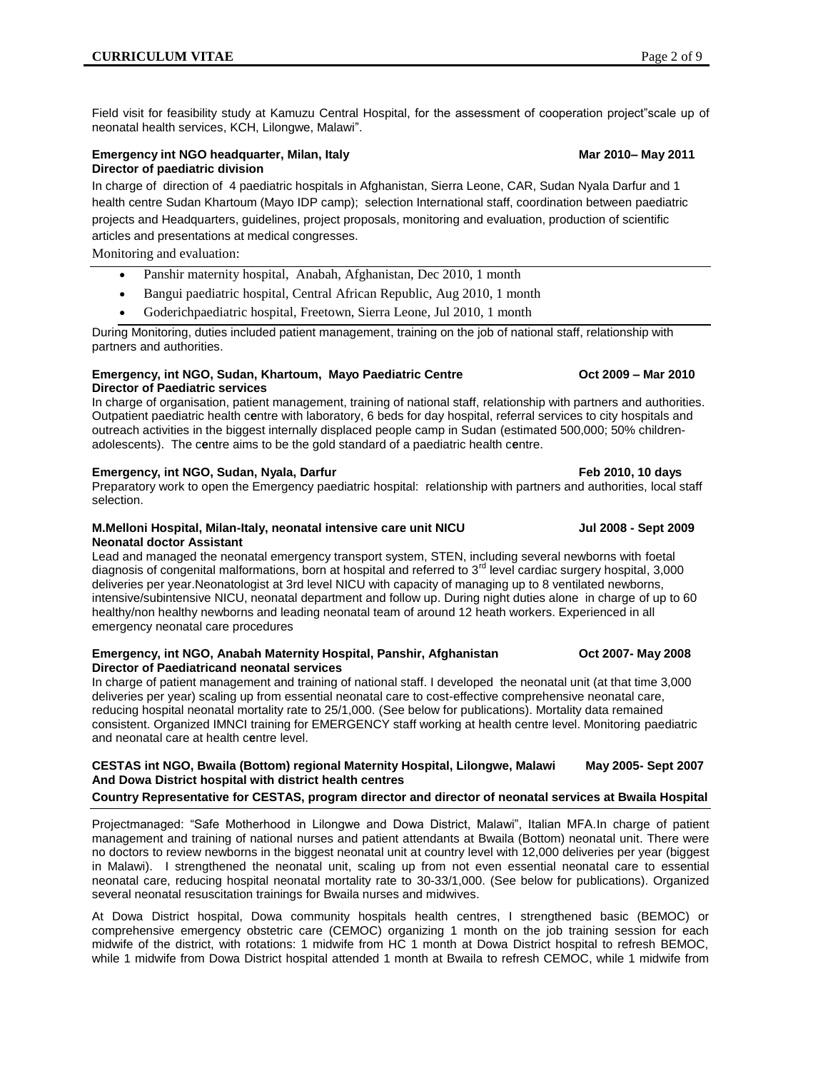Field visit for feasibility study at Kamuzu Central Hospital, for the assessment of cooperation project"scale up of neonatal health services, KCH, Lilongwe, Malawi".

**Emergency int NGO headquarter, Milan, Italy** **Mar 2010– May 2011**
**Director of paediatric division**

In charge of direction of 4 paediatric hospitals in Afghanistan, Sierra Leone, CAR, Sudan Nyala Darfur and 1 health centre Sudan Khartoum (Mayo IDP camp); selection International staff, coordination between paediatric projects and Headquarters, guidelines, project proposals, monitoring and evaluation, production of scientific articles and presentations at medical congresses.

Monitoring and evaluation:

- Panshir maternity hospital, Anabah, Afghanistan, Dec 2010, 1 month
- Bangui paediatric hospital, Central African Republic, Aug 2010, 1 month
- Goderichpaediatric hospital, Freetown, Sierra Leone, Jul 2010, 1 month

During Monitoring, duties included patient management, training on the job of national staff, relationship with partners and authorities.

**Emergency, int NGO, Sudan, Khartoum, Mayo Paediatric Centre** **Oct 2009 – Mar 2010**
**Director of Paediatric services**

In charge of organisation, patient management, training of national staff, relationship with partners and authorities. Outpatient paediatric health centre with laboratory, 6 beds for day hospital, referral services to city hospitals and outreach activities in the biggest internally displaced people camp in Sudan (estimated 500,000; 50% children-adolescents). The centre aims to be the gold standard of a paediatric health centre.

**Emergency, int NGO, Sudan, Nyala, Darfur** **Feb 2010, 10 days**

Preparatory work to open the Emergency paediatric hospital: relationship with partners and authorities, local staff selection.

**M.Melloni Hospital, Milan-Italy, neonatal intensive care unit NICU** **Jul 2008 - Sept 2009**
**Neonatal doctor Assistant**

Lead and managed the neonatal emergency transport system, STEN, including several newborns with foetal diagnosis of congenital malformations, born at hospital and referred to 3rd level cardiac surgery hospital, 3,000 deliveries per year.Neonatologist at 3rd level NICU with capacity of managing up to 8 ventilated newborns, intensive/subintensive NICU, neonatal department and follow up. During night duties alone in charge of up to 60 healthy/non healthy newborns and leading neonatal team of around 12 heath workers. Experienced in all emergency neonatal care procedures

**Emergency, int NGO, Anabah Maternity Hospital, Panshir, Afghanistan** **Oct 2007- May 2008**
**Director of Paediatricand neonatal services**

In charge of patient management and training of national staff. I developed the neonatal unit (at that time 3,000 deliveries per year) scaling up from essential neonatal care to cost-effective comprehensive neonatal care, reducing hospital neonatal mortality rate to 25/1,000. (See below for publications). Mortality data remained consistent. Organized IMNCI training for EMERGENCY staff working at health centre level. Monitoring paediatric and neonatal care at health centre level.

**CESTAS int NGO, Bwaila (Bottom) regional Maternity Hospital, Lilongwe, Malawi** **May 2005- Sept 2007**
**And Dowa District hospital with district health centres**
**Country Representative for CESTAS, program director and director of neonatal services at Bwaila Hospital**

Projectmanaged: "Safe Motherhood in Lilongwe and Dowa District, Malawi", Italian MFA.In charge of patient management and training of national nurses and patient attendants at Bwaila (Bottom) neonatal unit. There were no doctors to review newborns in the biggest neonatal unit at country level with 12,000 deliveries per year (biggest in Malawi). I strengthened the neonatal unit, scaling up from not even essential neonatal care to essential neonatal care, reducing hospital neonatal mortality rate to 30-33/1,000. (See below for publications). Organized several neonatal resuscitation trainings for Bwaila nurses and midwives.

At Dowa District hospital, Dowa community hospitals health centres, I strengthened basic (BEMOC) or comprehensive emergency obstetric care (CEMOC) organizing 1 month on the job training session for each midwife of the district, with rotations: 1 midwife from HC 1 month at Dowa District hospital to refresh BEMOC, while 1 midwife from Dowa District hospital attended 1 month at Bwaila to refresh CEMOC, while 1 midwife from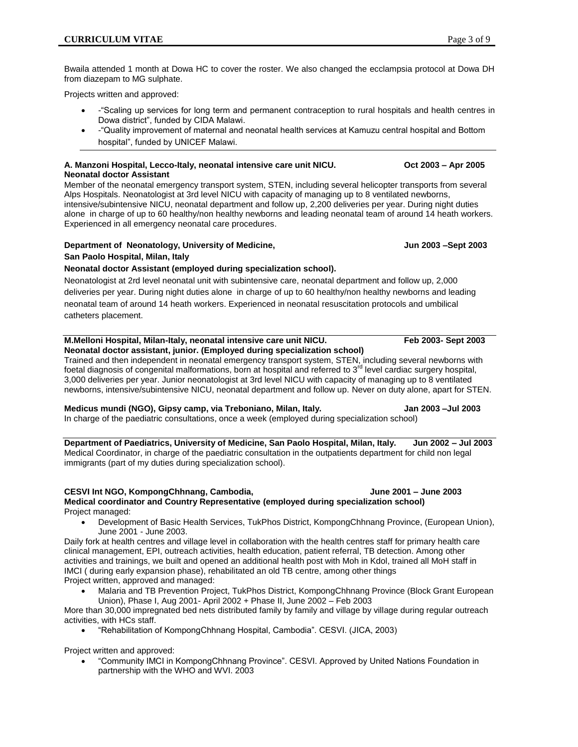Bwaila attended 1 month at Dowa HC to cover the roster. We also changed the ecclampsia protocol at Dowa DH from diazepam to MG sulphate.

Projects written and approved:

- -"Scaling up services for long term and permanent contraception to rural hospitals and health centres in Dowa district", funded by CIDA Malawi.
- -"Quality improvement of maternal and neonatal health services at Kamuzu central hospital and Bottom hospital", funded by UNICEF Malawi.

---

**A. Manzoni Hospital, Lecco-Italy, neonatal intensive care unit NICU. Oct 2003 – Apr 2005**
**Neonatal doctor Assistant**

Member of the neonatal emergency transport system, STEN, including several helicopter transports from several Alps Hospitals. Neonatologist at 3rd level NICU with capacity of managing up to 8 ventilated newborns, intensive/subintensive NICU, neonatal department and follow up, 2,200 deliveries per year. During night duties alone in charge of up to 60 healthy/non healthy newborns and leading neonatal team of around 14 heath workers. Experienced in all emergency neonatal care procedures.

**Department of Neonatology, University of Medicine, Jun 2003 –Sept 2003**
**San Paolo Hospital, Milan, Italy**
**Neonatal doctor Assistant (employed during specialization school).**

Neonatologist at 2rd level neonatal unit with subintensive care, neonatal department and follow up, 2,000 deliveries per year. During night duties alone in charge of up to 60 healthy/non healthy newborns and leading neonatal team of around 14 heath workers. Experienced in neonatal resuscitation protocols and umbilical catheters placement.

---

**M.Melloni Hospital, Milan-Italy, neonatal intensive care unit NICU. Feb 2003- Sept 2003**
**Neonatal doctor assistant, junior. (Employed during specialization school)**

Trained and then independent in neonatal emergency transport system, STEN, including several newborns with foetal diagnosis of congenital malformations, born at hospital and referred to 3rd level cardiac surgery hospital, 3,000 deliveries per year. Junior neonatologist at 3rd level NICU with capacity of managing up to 8 ventilated newborns, intensive/subintensive NICU, neonatal department and follow up. Never on duty alone, apart for STEN.

**Medicus mundi (NGO), Gipsy camp, via Treboniano, Milan, Italy. Jan 2003 –Jul 2003**

In charge of the paediatric consultations, once a week (employed during specialization school)

---

**Department of Paediatrics, University of Medicine, San Paolo Hospital, Milan, Italy. Jun 2002 – Jul 2003**

Medical Coordinator, in charge of the paediatric consultation in the outpatients department for child non legal immigrants (part of my duties during specialization school).

**CESVI Int NGO, KompongChhnang, Cambodia, June 2001 – June 2003**
**Medical coordinator and Country Representative (employed during specialization school)**

Project managed:

- Development of Basic Health Services, TukPhos District, KompongChhnang Province, (European Union), June 2001 - June 2003.

Daily fork at health centres and village level in collaboration with the health centres staff for primary health care clinical management, EPI, outreach activities, health education, patient referral, TB detection. Among other activities and trainings, we built and opened an additional health post with Moh in Kdol, trained all MoH staff in IMCI ( during early expansion phase), rehabilitated an old TB centre, among other things

Project written, approved and managed:

- Malaria and TB Prevention Project, TukPhos District, KompongChhnang Province (Block Grant European Union), Phase I, Aug 2001- April 2002 + Phase II, June 2002 – Feb 2003

More than 30,000 impregnated bed nets distributed family by family and village by village during regular outreach activities, with HCs staff.

- "Rehabilitation of KompongChhnang Hospital, Cambodia". CESVI. (JICA, 2003)

Project written and approved:

- "Community IMCI in KompongChhnang Province". CESVI. Approved by United Nations Foundation in partnership with the WHO and WVI. 2003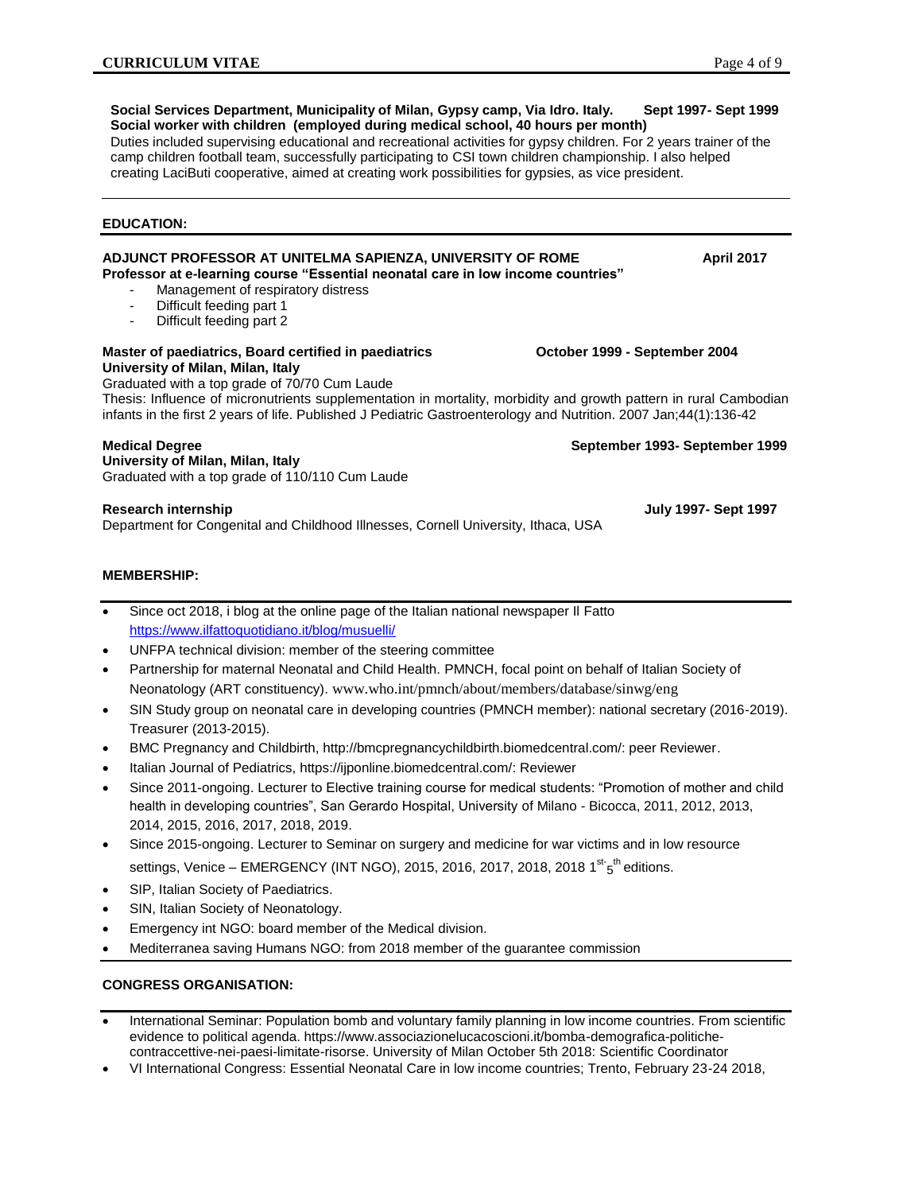**Social Services Department, Municipality of Milan, Gypsy camp, Via Idro. Italy.** **Sept 1997- Sept 1999**
**Social worker with children (employed during medical school, 40 hours per month)**
Duties included supervising educational and recreational activities for gypsy children. For 2 years trainer of the camp children football team, successfully participating to CSI town children championship. I also helped creating LaciButi cooperative, aimed at creating work possibilities for gypsies, as vice president.

---

## EDUCATION:

**ADJUNCT PROFESSOR AT UNITELMA SAPIENZA, UNIVERSITY OF ROME** **April 2017**
**Professor at e-learning course "Essential neonatal care in low income countries"**

- Management of respiratory distress
- Difficult feeding part 1
- Difficult feeding part 2

**Master of paediatrics, Board certified in paediatrics** **October 1999 - September 2004**
**University of Milan, Milan, Italy**
Graduated with a top grade of 70/70 Cum Laude
Thesis: Influence of micronutrients supplementation in mortality, morbidity and growth pattern in rural Cambodian infants in the first 2 years of life. Published J Pediatric Gastroenterology and Nutrition. 2007 Jan;44(1):136-42

**Medical Degree** **September 1993- September 1999**
**University of Milan, Milan, Italy**
Graduated with a top grade of 110/110 Cum Laude

**Research internship** **July 1997- Sept 1997**
Department for Congenital and Childhood Illnesses, Cornell University, Ithaca, USA

## MEMBERSHIP:

- Since oct 2018, i blog at the online page of the Italian national newspaper Il Fatto https://www.ilfattoquotidiano.it/blog/musuelli/
- UNFPA technical division: member of the steering committee
- Partnership for maternal Neonatal and Child Health. PMNCH, focal point on behalf of Italian Society of Neonatology (ART constituency). www.who.int/pmnch/about/members/database/sinwg/eng
- SIN Study group on neonatal care in developing countries (PMNCH member): national secretary (2016-2019). Treasurer (2013-2015).
- BMC Pregnancy and Childbirth, http://bmcpregnancychildbirth.biomedcentral.com/: peer Reviewer.
- Italian Journal of Pediatrics, https://ijponline.biomedcentral.com/: Reviewer
- Since 2011-ongoing. Lecturer to Elective training course for medical students: "Promotion of mother and child health in developing countries", San Gerardo Hospital, University of Milano - Bicocca, 2011, 2012, 2013, 2014, 2015, 2016, 2017, 2018, 2019.
- Since 2015-ongoing. Lecturer to Seminar on surgery and medicine for war victims and in low resource settings, Venice – EMERGENCY (INT NGO), 2015, 2016, 2017, 2018, 2018 1st-5th editions.
- SIP, Italian Society of Paediatrics.
- SIN, Italian Society of Neonatology.
- Emergency int NGO: board member of the Medical division.
- Mediterranea saving Humans NGO: from 2018 member of the guarantee commission

## CONGRESS ORGANISATION:

- International Seminar: Population bomb and voluntary family planning in low income countries. From scientific evidence to political agenda. https://www.associazionelucacoscioni.it/bomba-demografica-politiche-contraccettive-nei-paesi-limitate-risorse. University of Milan October 5th 2018: Scientific Coordinator
- VI International Congress: Essential Neonatal Care in low income countries; Trento, February 23-24 2018,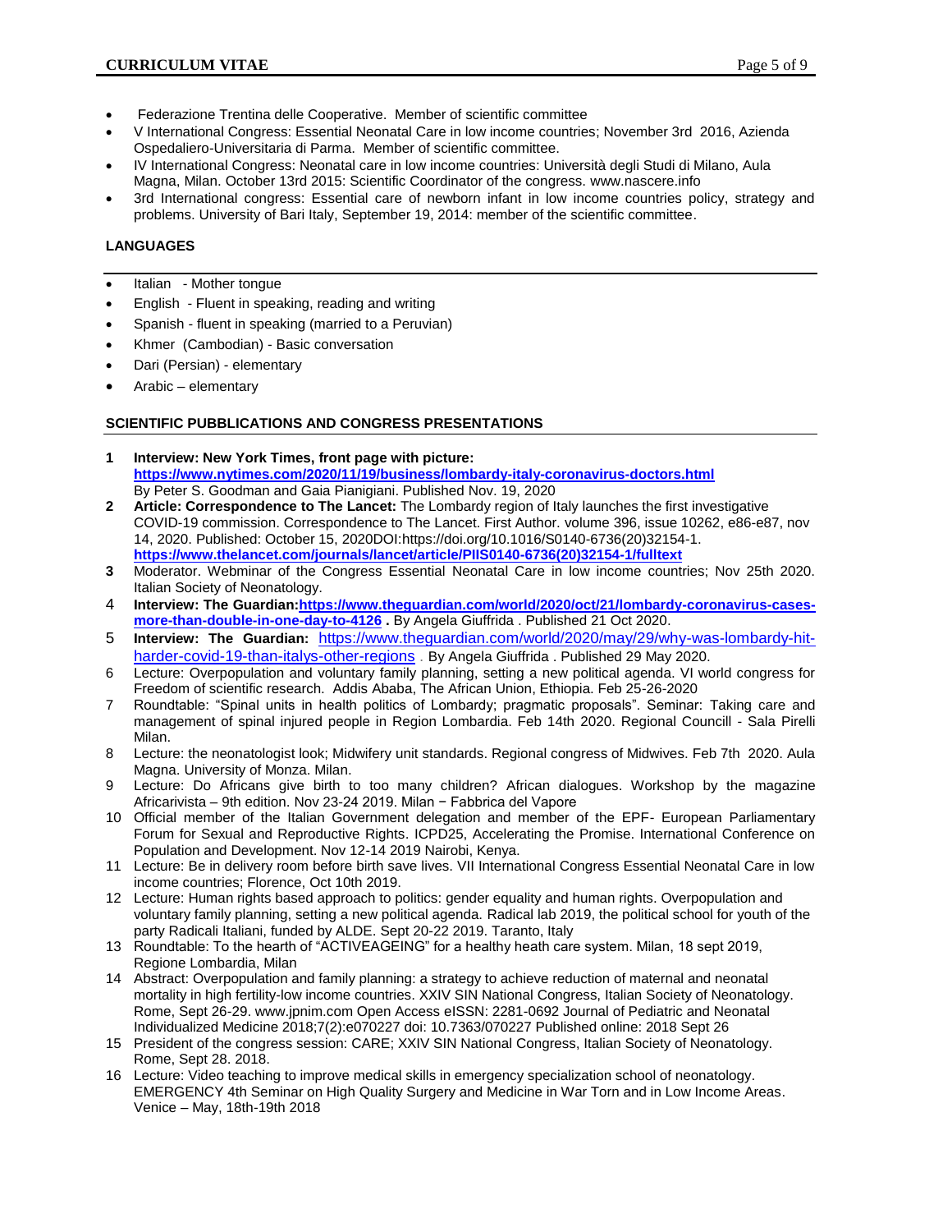- Federazione Trentina delle Cooperative. Member of scientific committee
- V International Congress: Essential Neonatal Care in low income countries; November 3rd 2016, Azienda Ospedaliero-Universitaria di Parma. Member of scientific committee.
- IV International Congress: Neonatal care in low income countries: Università degli Studi di Milano, Aula Magna, Milan. October 13rd 2015: Scientific Coordinator of the congress. www.nascere.info
- 3rd International congress: Essential care of newborn infant in low income countries policy, strategy and problems. University of Bari Italy, September 19, 2014: member of the scientific committee.

## LANGUAGES

- Italian - Mother tongue
- English - Fluent in speaking, reading and writing
- Spanish - fluent in speaking (married to a Peruvian)
- Khmer (Cambodian) - Basic conversation
- Dari (Persian) - elementary
- Arabic – elementary

## SCIENTIFIC PUBBLICATIONS AND CONGRESS PRESENTATIONS

1. **Interview: New York Times, front page with picture: https://www.nytimes.com/2020/11/19/business/lombardy-italy-coronavirus-doctors.html** By Peter S. Goodman and Gaia Pianigiani. Published Nov. 19, 2020
2. **Article: Correspondence to The Lancet:** The Lombardy region of Italy launches the first investigative COVID-19 commission. Correspondence to The Lancet. First Author. volume 396, issue 10262, e86-e87, nov 14, 2020. Published: October 15, 2020DOI:https://doi.org/10.1016/S0140-6736(20)32154-1. **https://www.thelancet.com/journals/lancet/article/PIIS0140-6736(20)32154-1/fulltext**
3. Moderator. Webminar of the Congress Essential Neonatal Care in low income countries; Nov 25th 2020. Italian Society of Neonatology.
4. **Interview: The Guardian:https://www.theguardian.com/world/2020/oct/21/lombardy-coronavirus-cases-more-than-double-in-one-day-to-4126 .** By Angela Giuffrida . Published 21 Oct 2020.
5. **Interview: The Guardian:** https://www.theguardian.com/world/2020/may/29/why-was-lombardy-hit-harder-covid-19-than-italys-other-regions . By Angela Giuffrida . Published 29 May 2020.
6. Lecture: Overpopulation and voluntary family planning, setting a new political agenda. VI world congress for Freedom of scientific research. Addis Ababa, The African Union, Ethiopia. Feb 25-26-2020
7. Roundtable: "Spinal units in health politics of Lombardy; pragmatic proposals". Seminar: Taking care and management of spinal injured people in Region Lombardia. Feb 14th 2020. Regional Councill - Sala Pirelli Milan.
8. Lecture: the neonatologist look; Midwifery unit standards. Regional congress of Midwives. Feb 7th 2020. Aula Magna. University of Monza. Milan.
9. Lecture: Do Africans give birth to too many children? African dialogues. Workshop by the magazine Africarivista – 9th edition. Nov 23-24 2019. Milan − Fabbrica del Vapore
10. Official member of the Italian Government delegation and member of the EPF- European Parliamentary Forum for Sexual and Reproductive Rights. ICPD25, Accelerating the Promise. International Conference on Population and Development. Nov 12-14 2019 Nairobi, Kenya.
11. Lecture: Be in delivery room before birth save lives. VII International Congress Essential Neonatal Care in low income countries; Florence, Oct 10th 2019.
12. Lecture: Human rights based approach to politics: gender equality and human rights. Overpopulation and voluntary family planning, setting a new political agenda. Radical lab 2019, the political school for youth of the party Radicali Italiani, funded by ALDE. Sept 20-22 2019. Taranto, Italy
13. Roundtable: To the hearth of "ACTIVEAGEING" for a healthy heath care system. Milan, 18 sept 2019, Regione Lombardia, Milan
14. Abstract: Overpopulation and family planning: a strategy to achieve reduction of maternal and neonatal mortality in high fertility-low income countries. XXIV SIN National Congress, Italian Society of Neonatology. Rome, Sept 26-29. www.jpnim.com Open Access eISSN: 2281-0692 Journal of Pediatric and Neonatal Individualized Medicine 2018;7(2):e070227 doi: 10.7363/070227 Published online: 2018 Sept 26
15. President of the congress session: CARE; XXIV SIN National Congress, Italian Society of Neonatology. Rome, Sept 28. 2018.
16. Lecture: Video teaching to improve medical skills in emergency specialization school of neonatology. EMERGENCY 4th Seminar on High Quality Surgery and Medicine in War Torn and in Low Income Areas. Venice – May, 18th-19th 2018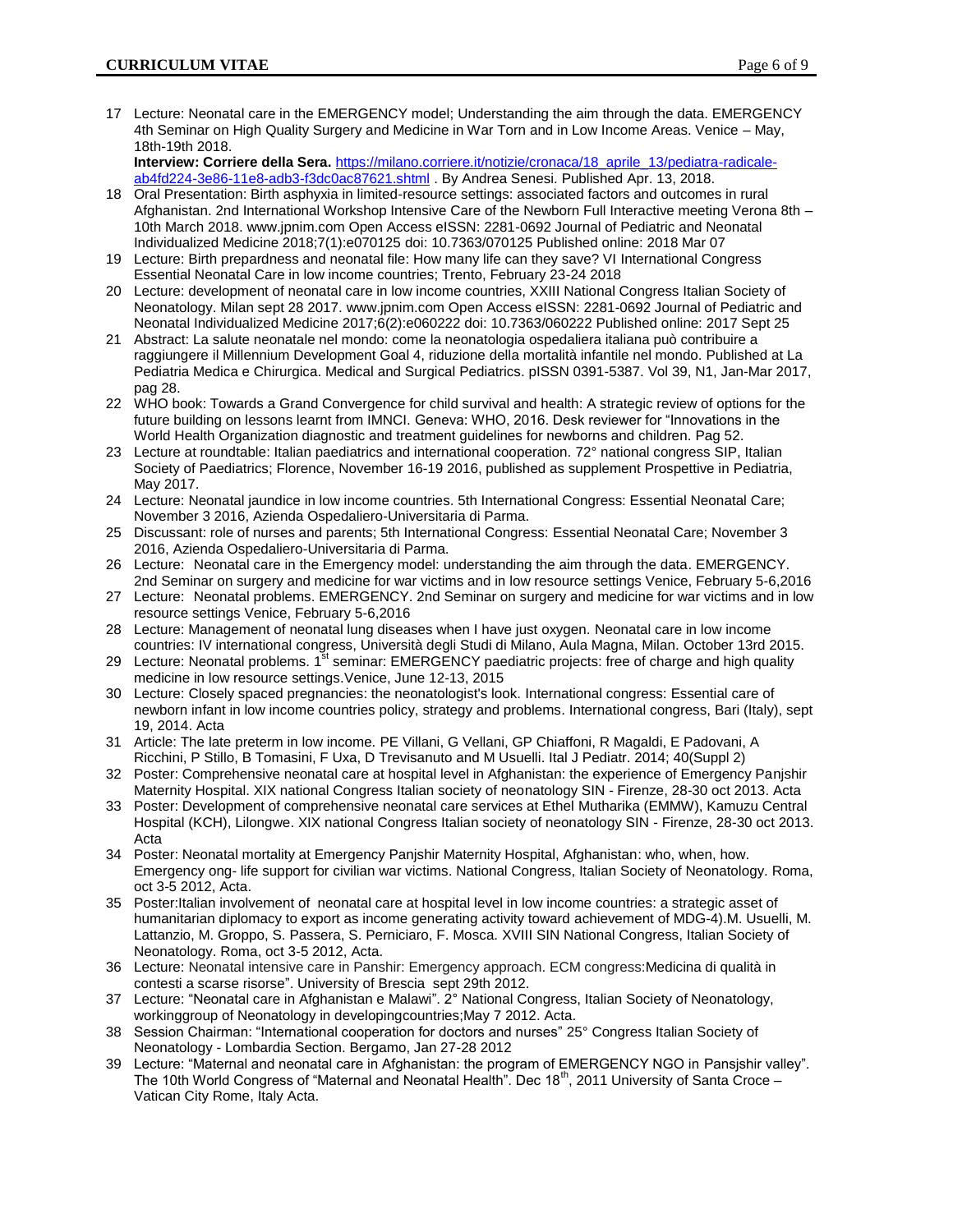17 Lecture: Neonatal care in the EMERGENCY model; Understanding the aim through the data. EMERGENCY 4th Seminar on High Quality Surgery and Medicine in War Torn and in Low Income Areas. Venice – May, 18th-19th 2018.
**Interview: Corriere della Sera.** https://milano.corriere.it/notizie/cronaca/18_aprile_13/pediatra-radicale-ab4fd224-3e86-11e8-adb3-f3dc0ac87621.shtml . By Andrea Senesi. Published Apr. 13, 2018.

18 Oral Presentation: Birth asphyxia in limited-resource settings: associated factors and outcomes in rural Afghanistan. 2nd International Workshop Intensive Care of the Newborn Full Interactive meeting Verona 8th – 10th March 2018. www.jpnim.com Open Access eISSN: 2281-0692 Journal of Pediatric and Neonatal Individualized Medicine 2018;7(1):e070125 doi: 10.7363/070125 Published online: 2018 Mar 07

19 Lecture: Birth prepardness and neonatal file: How many life can they save? VI International Congress Essential Neonatal Care in low income countries; Trento, February 23-24 2018

20 Lecture: development of neonatal care in low income countries, XXIII National Congress Italian Society of Neonatology. Milan sept 28 2017. www.jpnim.com Open Access eISSN: 2281-0692 Journal of Pediatric and Neonatal Individualized Medicine 2017;6(2):e060222 doi: 10.7363/060222 Published online: 2017 Sept 25

21 Abstract: La salute neonatale nel mondo: come la neonatologia ospedaliera italiana può contribuire a raggiungere il Millennium Development Goal 4, riduzione della mortalità infantile nel mondo. Published at La Pediatria Medica e Chirurgica. Medical and Surgical Pediatrics. pISSN 0391-5387. Vol 39, N1, Jan-Mar 2017, pag 28.

22 WHO book: Towards a Grand Convergence for child survival and health: A strategic review of options for the future building on lessons learnt from IMNCI. Geneva: WHO, 2016. Desk reviewer for "Innovations in the World Health Organization diagnostic and treatment guidelines for newborns and children. Pag 52.

23 Lecture at roundtable: Italian paediatrics and international cooperation. 72° national congress SIP, Italian Society of Paediatrics; Florence, November 16-19 2016, published as supplement Prospettive in Pediatria, May 2017.

24 Lecture: Neonatal jaundice in low income countries. 5th International Congress: Essential Neonatal Care; November 3 2016, Azienda Ospedaliero-Universitaria di Parma.

25 Discussant: role of nurses and parents; 5th International Congress: Essential Neonatal Care; November 3 2016, Azienda Ospedaliero-Universitaria di Parma.

26 Lecture: Neonatal care in the Emergency model: understanding the aim through the data. EMERGENCY. 2nd Seminar on surgery and medicine for war victims and in low resource settings Venice, February 5-6,2016

27 Lecture: Neonatal problems. EMERGENCY. 2nd Seminar on surgery and medicine for war victims and in low resource settings Venice, February 5-6,2016

28 Lecture: Management of neonatal lung diseases when I have just oxygen. Neonatal care in low income countries: IV international congress, Università degli Studi di Milano, Aula Magna, Milan. October 13rd 2015.

29 Lecture: Neonatal problems. 1st seminar: EMERGENCY paediatric projects: free of charge and high quality medicine in low resource settings.Venice, June 12-13, 2015

30 Lecture: Closely spaced pregnancies: the neonatologist's look. International congress: Essential care of newborn infant in low income countries policy, strategy and problems. International congress, Bari (Italy), sept 19, 2014. Acta

31 Article: The late preterm in low income. PE Villani, G Vellani, GP Chiaffoni, R Magaldi, E Padovani, A Ricchini, P Stillo, B Tomasini, F Uxa, D Trevisanuto and M Usuelli. Ital J Pediatr. 2014; 40(Suppl 2)

32 Poster: Comprehensive neonatal care at hospital level in Afghanistan: the experience of Emergency Panjshir Maternity Hospital. XIX national Congress Italian society of neonatology SIN - Firenze, 28-30 oct 2013. Acta

33 Poster: Development of comprehensive neonatal care services at Ethel Mutharika (EMMW), Kamuzu Central Hospital (KCH), Lilongwe. XIX national Congress Italian society of neonatology SIN - Firenze, 28-30 oct 2013. Acta

34 Poster: Neonatal mortality at Emergency Panjshir Maternity Hospital, Afghanistan: who, when, how. Emergency ong- life support for civilian war victims. National Congress, Italian Society of Neonatology. Roma, oct 3-5 2012, Acta.

35 Poster:Italian involvement of neonatal care at hospital level in low income countries: a strategic asset of humanitarian diplomacy to export as income generating activity toward achievement of MDG-4).M. Usuelli, M. Lattanzio, M. Groppo, S. Passera, S. Perniciaro, F. Mosca. XVIII SIN National Congress, Italian Society of Neonatology. Roma, oct 3-5 2012, Acta.

36 Lecture: Neonatal intensive care in Panshir: Emergency approach. ECM congress:Medicina di qualità in contesti a scarse risorse". University of Brescia sept 29th 2012.

37 Lecture: "Neonatal care in Afghanistan e Malawi". 2° National Congress, Italian Society of Neonatology, workinggroup of Neonatology in developingcountries;May 7 2012. Acta.

38 Session Chairman: "International cooperation for doctors and nurses" 25° Congress Italian Society of Neonatology - Lombardia Section. Bergamo, Jan 27-28 2012

39 Lecture: "Maternal and neonatal care in Afghanistan: the program of EMERGENCY NGO in Pansjshir valley". The 10th World Congress of "Maternal and Neonatal Health". Dec 18th, 2011 University of Santa Croce – Vatican City Rome, Italy Acta.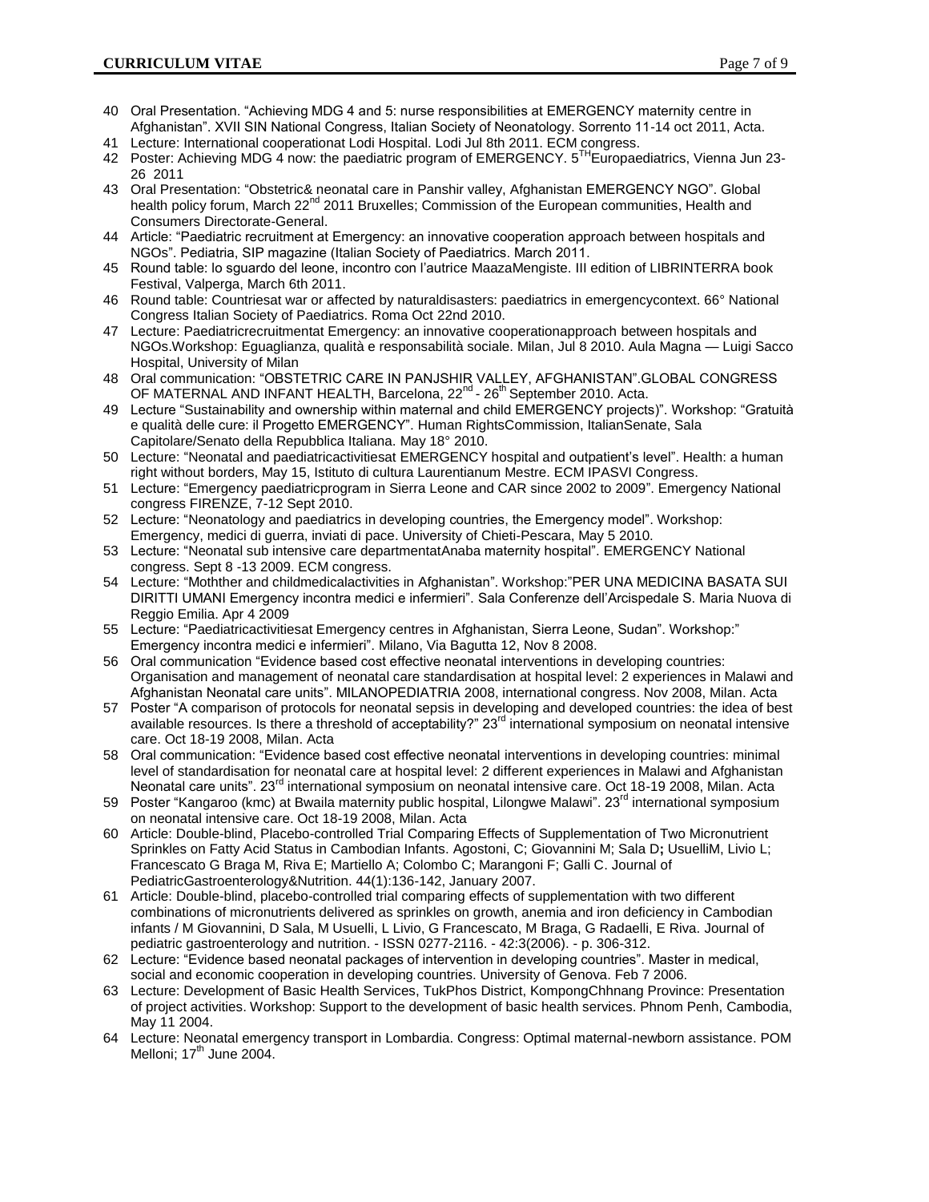40 Oral Presentation. "Achieving MDG 4 and 5: nurse responsibilities at EMERGENCY maternity centre in Afghanistan". XVII SIN National Congress, Italian Society of Neonatology. Sorrento 11-14 oct 2011, Acta.

41 Lecture: International cooperationat Lodi Hospital. Lodi Jul 8th 2011. ECM congress.

42 Poster: Achieving MDG 4 now: the paediatric program of EMERGENCY. 5TH Europaediatrics, Vienna Jun 23-26 2011

43 Oral Presentation: "Obstetric& neonatal care in Panshir valley, Afghanistan EMERGENCY NGO". Global health policy forum, March 22nd 2011 Bruxelles; Commission of the European communities, Health and Consumers Directorate-General.

44 Article: "Paediatric recruitment at Emergency: an innovative cooperation approach between hospitals and NGOs". Pediatria, SIP magazine (Italian Society of Paediatrics. March 2011.

45 Round table: lo sguardo del leone, incontro con l'autrice MaazaMengiste. III edition of LIBRINTERRA book Festival, Valperga, March 6th 2011.

46 Round table: Countriesat war or affected by naturaldisasters: paediatrics in emergencycontext. 66° National Congress Italian Society of Paediatrics. Roma Oct 22nd 2010.

47 Lecture: Paediatricrecruitmentat Emergency: an innovative cooperationapproach between hospitals and NGOs.Workshop: Eguaglianza, qualità e responsabilità sociale. Milan, Jul 8 2010. Aula Magna — Luigi Sacco Hospital, University of Milan

48 Oral communication: "OBSTETRIC CARE IN PANJSHIR VALLEY, AFGHANISTAN".GLOBAL CONGRESS OF MATERNAL AND INFANT HEALTH, Barcelona, 22nd - 26th September 2010. Acta.

49 Lecture "Sustainability and ownership within maternal and child EMERGENCY projects)". Workshop: "Gratuità e qualità delle cure: il Progetto EMERGENCY". Human RightsCommission, ItalianSenate, Sala Capitolare/Senato della Repubblica Italiana. May 18° 2010.

50 Lecture: "Neonatal and paediatricactivitiesat EMERGENCY hospital and outpatient's level". Health: a human right without borders, May 15, Istituto di cultura Laurentianum Mestre. ECM IPASVI Congress.

51 Lecture: "Emergency paediatricprogram in Sierra Leone and CAR since 2002 to 2009". Emergency National congress FIRENZE, 7-12 Sept 2010.

52 Lecture: "Neonatology and paediatrics in developing countries, the Emergency model". Workshop: Emergency, medici di guerra, inviati di pace. University of Chieti-Pescara, May 5 2010.

53 Lecture: "Neonatal sub intensive care departmentatAnaba maternity hospital". EMERGENCY National congress. Sept 8 -13 2009. ECM congress.

54 Lecture: "Mothther and childmedicalactivities in Afghanistan". Workshop:"PER UNA MEDICINA BASATA SUI DIRITTI UMANI Emergency incontra medici e infermieri". Sala Conferenze dell'Arcispedale S. Maria Nuova di Reggio Emilia. Apr 4 2009

55 Lecture: "Paediatricactivitiesat Emergency centres in Afghanistan, Sierra Leone, Sudan". Workshop:" Emergency incontra medici e infermieri". Milano, Via Bagutta 12, Nov 8 2008.

56 Oral communication "Evidence based cost effective neonatal interventions in developing countries: Organisation and management of neonatal care standardisation at hospital level: 2 experiences in Malawi and Afghanistan Neonatal care units". MILANOPEDIATRIA 2008, international congress. Nov 2008, Milan. Acta

57 Poster "A comparison of protocols for neonatal sepsis in developing and developed countries: the idea of best available resources. Is there a threshold of acceptability?" 23rd international symposium on neonatal intensive care. Oct 18-19 2008, Milan. Acta

58 Oral communication: "Evidence based cost effective neonatal interventions in developing countries: minimal level of standardisation for neonatal care at hospital level: 2 different experiences in Malawi and Afghanistan Neonatal care units". 23rd international symposium on neonatal intensive care. Oct 18-19 2008, Milan. Acta

59 Poster "Kangaroo (kmc) at Bwaila maternity public hospital, Lilongwe Malawi". 23rd international symposium on neonatal intensive care. Oct 18-19 2008, Milan. Acta

60 Article: Double-blind, Placebo-controlled Trial Comparing Effects of Supplementation of Two Micronutrient Sprinkles on Fatty Acid Status in Cambodian Infants. Agostoni, C; Giovannini M; Sala D**;** UsuelliM, Livio L; Francescato G Braga M, Riva E; Martiello A; Colombo C; Marangoni F; Galli C. Journal of PediatricGastroenterology&Nutrition. 44(1):136-142, January 2007.

61 Article: Double-blind, placebo-controlled trial comparing effects of supplementation with two different combinations of micronutrients delivered as sprinkles on growth, anemia and iron deficiency in Cambodian infants / M Giovannini, D Sala, M Usuelli, L Livio, G Francescato, M Braga, G Radaelli, E Riva. Journal of pediatric gastroenterology and nutrition. - ISSN 0277-2116. - 42:3(2006). - p. 306-312.

62 Lecture: "Evidence based neonatal packages of intervention in developing countries". Master in medical, social and economic cooperation in developing countries. University of Genova. Feb 7 2006.

63 Lecture: Development of Basic Health Services, TukPhos District, KompongChhnang Province: Presentation of project activities. Workshop: Support to the development of basic health services. Phnom Penh, Cambodia, May 11 2004.

64 Lecture: Neonatal emergency transport in Lombardia. Congress: Optimal maternal-newborn assistance. POM Melloni; 17th June 2004.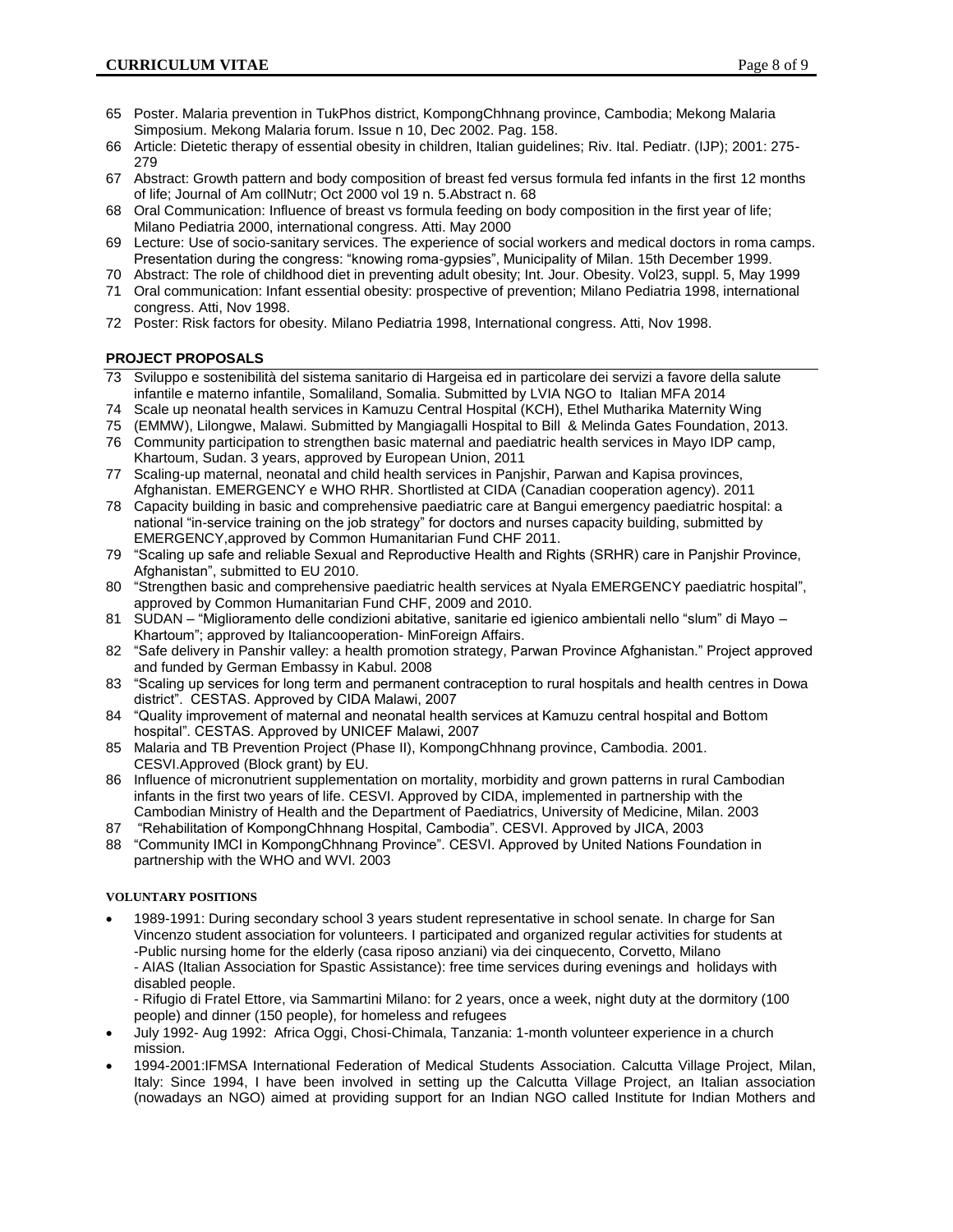65 Poster. Malaria prevention in TukPhos district, KompongChhnang province, Cambodia; Mekong Malaria Simposium. Mekong Malaria forum. Issue n 10, Dec 2002. Pag. 158.
66 Article: Dietetic therapy of essential obesity in children, Italian guidelines; Riv. Ital. Pediatr. (IJP); 2001: 275-279
67 Abstract: Growth pattern and body composition of breast fed versus formula fed infants in the first 12 months of life; Journal of Am collNutr; Oct 2000 vol 19 n. 5.Abstract n. 68
68 Oral Communication: Influence of breast vs formula feeding on body composition in the first year of life; Milano Pediatria 2000, international congress. Atti. May 2000
69 Lecture: Use of socio-sanitary services. The experience of social workers and medical doctors in roma camps. Presentation during the congress: "knowing roma-gypsies", Municipality of Milan. 15th December 1999.
70 Abstract: The role of childhood diet in preventing adult obesity; Int. Jour. Obesity. Vol23, suppl. 5, May 1999
71 Oral communication: Infant essential obesity: prospective of prevention; Milano Pediatria 1998, international congress. Atti, Nov 1998.
72 Poster: Risk factors for obesity. Milano Pediatria 1998, International congress. Atti, Nov 1998.

## PROJECT PROPOSALS

73 Sviluppo e sostenibilità del sistema sanitario di Hargeisa ed in particolare dei servizi a favore della salute infantile e materno infantile, Somaliland, Somalia. Submitted by LVIA NGO to Italian MFA 2014
74 Scale up neonatal health services in Kamuzu Central Hospital (KCH), Ethel Mutharika Maternity Wing
75 (EMMW), Lilongwe, Malawi. Submitted by Mangiagalli Hospital to Bill & Melinda Gates Foundation, 2013.
76 Community participation to strengthen basic maternal and paediatric health services in Mayo IDP camp, Khartoum, Sudan. 3 years, approved by European Union, 2011
77 Scaling-up maternal, neonatal and child health services in Panjshir, Parwan and Kapisa provinces, Afghanistan. EMERGENCY e WHO RHR. Shortlisted at CIDA (Canadian cooperation agency). 2011
78 Capacity building in basic and comprehensive paediatric care at Bangui emergency paediatric hospital: a national "in-service training on the job strategy" for doctors and nurses capacity building, submitted by EMERGENCY,approved by Common Humanitarian Fund CHF 2011.
79 "Scaling up safe and reliable Sexual and Reproductive Health and Rights (SRHR) care in Panjshir Province, Afghanistan", submitted to EU 2010.
80 "Strengthen basic and comprehensive paediatric health services at Nyala EMERGENCY paediatric hospital", approved by Common Humanitarian Fund CHF, 2009 and 2010.
81 SUDAN – "Miglioramento delle condizioni abitative, sanitarie ed igienico ambientali nello "slum" di Mayo – Khartoum"; approved by Italiancooperation- MinForeign Affairs.
82 "Safe delivery in Panshir valley: a health promotion strategy, Parwan Province Afghanistan." Project approved and funded by German Embassy in Kabul. 2008
83 "Scaling up services for long term and permanent contraception to rural hospitals and health centres in Dowa district". CESTAS. Approved by CIDA Malawi, 2007
84 "Quality improvement of maternal and neonatal health services at Kamuzu central hospital and Bottom hospital". CESTAS. Approved by UNICEF Malawi, 2007
85 Malaria and TB Prevention Project (Phase II), KompongChhnang province, Cambodia. 2001. CESVI.Approved (Block grant) by EU.
86 Influence of micronutrient supplementation on mortality, morbidity and grown patterns in rural Cambodian infants in the first two years of life. CESVI. Approved by CIDA, implemented in partnership with the Cambodian Ministry of Health and the Department of Paediatrics, University of Medicine, Milan. 2003
87 "Rehabilitation of KompongChhnang Hospital, Cambodia". CESVI. Approved by JICA, 2003
88 "Community IMCI in KompongChhnang Province". CESVI. Approved by United Nations Foundation in partnership with the WHO and WVI. 2003

## VOLUNTARY POSITIONS

- 1989-1991: During secondary school 3 years student representative in school senate. In charge for San Vincenzo student association for volunteers. I participated and organized regular activities for students at -Public nursing home for the elderly (casa riposo anziani) via dei cinquecento, Corvetto, Milano
  - AIAS (Italian Association for Spastic Assistance): free time services during evenings and holidays with disabled people.
  - Rifugio di Fratel Ettore, via Sammartini Milano: for 2 years, once a week, night duty at the dormitory (100 people) and dinner (150 people), for homeless and refugees
- July 1992- Aug 1992: Africa Oggi, Chosi-Chimala, Tanzania: 1-month volunteer experience in a church mission.
- 1994-2001:IFMSA International Federation of Medical Students Association. Calcutta Village Project, Milan, Italy: Since 1994, I have been involved in setting up the Calcutta Village Project, an Italian association (nowadays an NGO) aimed at providing support for an Indian NGO called Institute for Indian Mothers and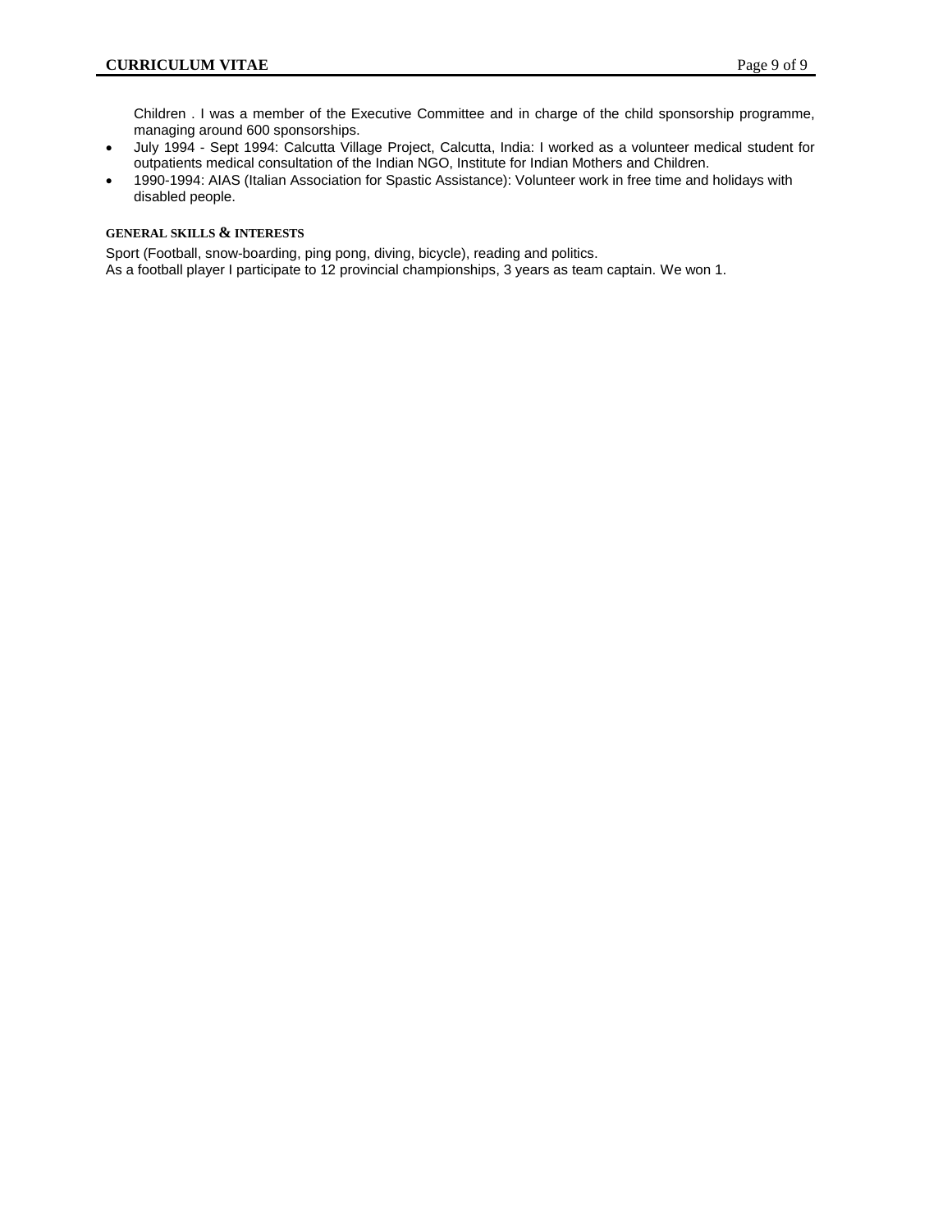Children . I was a member of the Executive Committee and in charge of the child sponsorship programme, managing around 600 sponsorships.

- July 1994 - Sept 1994: Calcutta Village Project, Calcutta, India: I worked as a volunteer medical student for outpatients medical consultation of the Indian NGO, Institute for Indian Mothers and Children.
- 1990-1994: AIAS (Italian Association for Spastic Assistance): Volunteer work in free time and holidays with disabled people.

### GENERAL SKILLS & INTERESTS

Sport (Football, snow-boarding, ping pong, diving, bicycle), reading and politics.
As a football player I participate to 12 provincial championships, 3 years as team captain. We won 1.